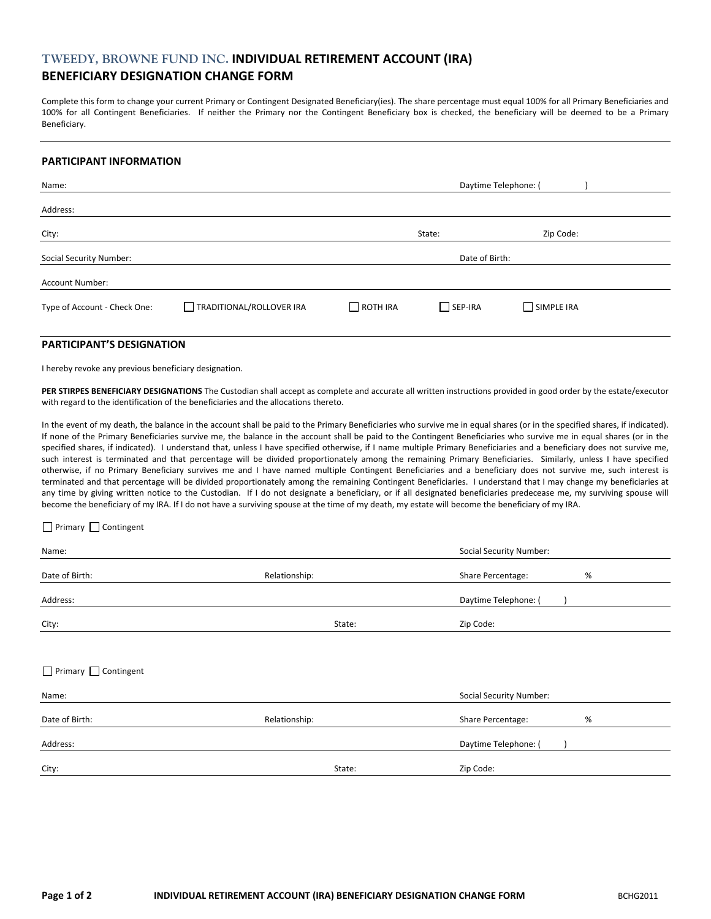# TWEEDY, BROWNE FUND INC. INDIVIDUAL RETIREMENT ACCOUNT (IRA) BENEFICIARY DESIGNATION CHANGE FORM

Complete this form to change your current Primary or Contingent Designated Beneficiary(ies). The share percentage must equal 100% for all Primary Beneficiaries and 100% for all Contingent Beneficiaries. If neither the Primary nor the Contingent Beneficiary box is checked, the beneficiary will be deemed to be a Primary Beneficiary.

## PARTICIPANT INFORMATION

Name: Daytime Telephone: ( )

Address:

City: State: Zip Code:

Social Security Number: Date of Birth:

Account Number:

Type of Account - Check One: ☐ TRADITIONAL/ROLLOVER IRA ☐ ROTH IRA ☐ SEP-IRA ☐ SIMPLE IRA

## PARTICIPANT'S DESIGNATION

I hereby revoke any previous beneficiary designation.

**PER STIRPES BENEFICIARY DESIGNATIONS** The Custodian shall accept as complete and accurate all written instructions provided in good order by the estate/executor with regard to the identification of the beneficiaries and the allocations thereto.

In the event of my death, the balance in the account shall be paid to the Primary Beneficiaries who survive me in equal shares (or in the specified shares, if indicated). If none of the Primary Beneficiaries survive me, the balance in the account shall be paid to the Contingent Beneficiaries who survive me in equal shares (or in the specified shares, if indicated). I understand that, unless I have specified otherwise, if I name multiple Primary Beneficiaries and a beneficiary does not survive me, such interest is terminated and that percentage will be divided proportionately among the remaining Primary Beneficiaries. Similarly, unless I have specified otherwise, if no Primary Beneficiary survives me and I have named multiple Contingent Beneficiaries and a beneficiary does not survive me, such interest is terminated and that percentage will be divided proportionately among the remaining Contingent Beneficiaries. I understand that I may change my beneficiaries at any time by giving written notice to the Custodian. If I do not designate a beneficiary, or if all designated beneficiaries predecease me, my surviving spouse will become the beneficiary of my IRA. If I do not have a surviving spouse at the time of my death, my estate will become the beneficiary of my IRA.

☐ Primary ☐ Contingent

Name: Social Security Number:

Date of Birth: Relationship: Share Percentage: %

Address: Daytime Telephone: ( )

City: State: Zip Code:

☐ Primary ☐ Contingent

Name: Social Security Number:

Date of Birth: Relationship: Share Percentage: %

Address: Daytime Telephone: ( )

City: State: Zip Code:

BCHG2011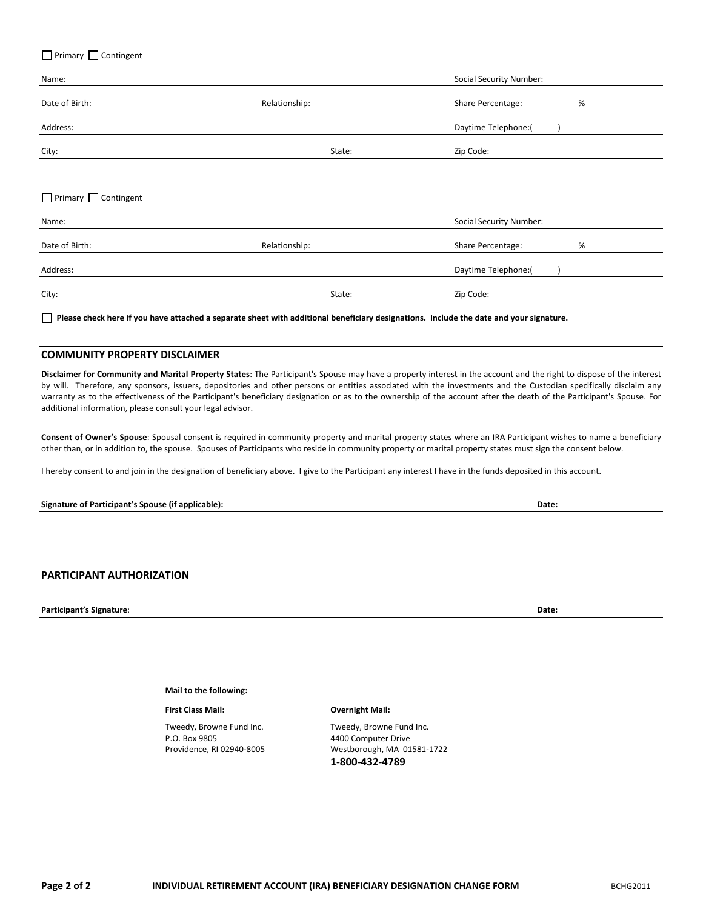☐ Primary ☐ Contingent

| | | |
|---|---|---|
| Name: | | Social Security Number: |
| Date of Birth: | Relationship: | Share Percentage: % |
| Address: | | Daytime Telephone:( ) |
| City: | State: | Zip Code: |

☐ Primary ☐ Contingent

| | | |
|---|---|---|
| Name: | | Social Security Number: |
| Date of Birth: | Relationship: | Share Percentage: % |
| Address: | | Daytime Telephone:( ) |
| City: | State: | Zip Code: |

☐ **Please check here if you have attached a separate sheet with additional beneficiary designations. Include the date and your signature.**

## COMMUNITY PROPERTY DISCLAIMER

**Disclaimer for Community and Marital Property States**: The Participant's Spouse may have a property interest in the account and the right to dispose of the interest by will. Therefore, any sponsors, issuers, depositories and other persons or entities associated with the investments and the Custodian specifically disclaim any warranty as to the effectiveness of the Participant's beneficiary designation or as to the ownership of the account after the death of the Participant's Spouse. For additional information, please consult your legal advisor.

**Consent of Owner's Spouse**: Spousal consent is required in community property and marital property states where an IRA Participant wishes to name a beneficiary other than, or in addition to, the spouse. Spouses of Participants who reside in community property or marital property states must sign the consent below.

I hereby consent to and join in the designation of beneficiary above. I give to the Participant any interest I have in the funds deposited in this account.

**Signature of Participant's Spouse (if applicable):** **Date:**

## PARTICIPANT AUTHORIZATION

**Participant's Signature**: **Date:**

**Mail to the following:**

**First Class Mail:**

Tweedy, Browne Fund Inc.
P.O. Box 9805
Providence, RI 02940-8005

**Overnight Mail:**

Tweedy, Browne Fund Inc.
4400 Computer Drive
Westborough, MA 01581-1722

**1-800-432-4789**

**INDIVIDUAL RETIREMENT ACCOUNT (IRA) BENEFICIARY DESIGNATION CHANGE FORM** BCHG2011